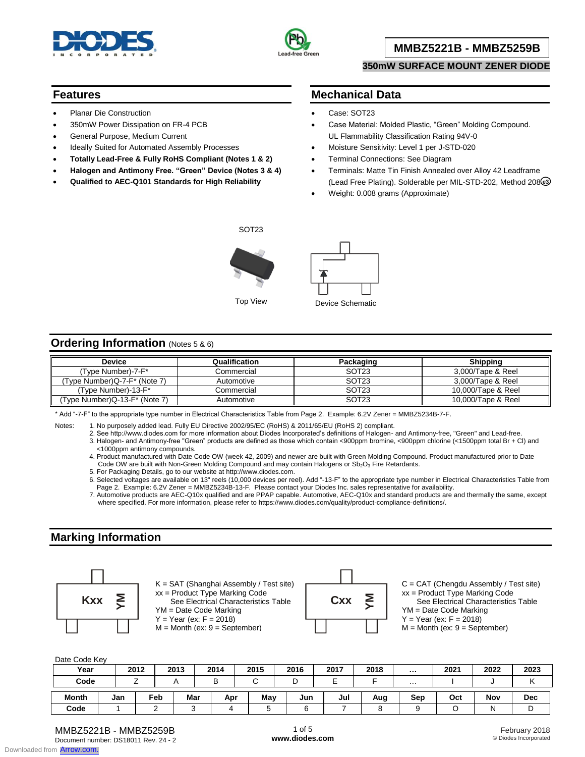# MMBZ5221B - MMBZ5259B

**350mW SURFACE MOUNT ZENER DIODE**

## Features

- Planar Die Construction
- 350mW Power Dissipation on FR-4 PCB
- General Purpose, Medium Current
- Ideally Suited for Automated Assembly Processes
- **Totally Lead-Free & Fully RoHS Compliant (Notes 1 & 2)**
- **Halogen and Antimony Free. "Green" Device (Notes 3 & 4)**
- **Qualified to AEC-Q101 Standards for High Reliability**

## Mechanical Data

- Case: SOT23
- Case Material: Molded Plastic, "Green" Molding Compound. UL Flammability Classification Rating 94V-0
- Moisture Sensitivity: Level 1 per J-STD-020
- Terminal Connections: See Diagram
- Terminals: Matte Tin Finish Annealed over Alloy 42 Leadframe (Lead Free Plating). Solderable per MIL-STD-202, Method 208 e3
- Weight: 0.008 grams (Approximate)

SOT23

Top View

Device Schematic

## Ordering Information (Notes 5 & 6)

| Device | Qualification | Packaging | Shipping |
|---|---|---|---|
| (Type Number)-7-F* | Commercial | SOT23 | 3,000/Tape & Reel |
| (Type Number)Q-7-F* (Note 7) | Automotive | SOT23 | 3,000/Tape & Reel |
| (Type Number)-13-F* | Commercial | SOT23 | 10,000/Tape & Reel |
| (Type Number)Q-13-F* (Note 7) | Automotive | SOT23 | 10,000/Tape & Reel |

\* Add "-7-F" to the appropriate type number in Electrical Characteristics Table from Page 2. Example: 6.2V Zener = MMBZ5234B-7-F.

Notes:
1. No purposely added lead. Fully EU Directive 2002/95/EC (RoHS) & 2011/65/EU (RoHS 2) compliant.
2. See http://www.diodes.com for more information about Diodes Incorporated's definitions of Halogen- and Antimony-free, "Green" and Lead-free.
3. Halogen- and Antimony-free "Green" products are defined as those which contain <900ppm bromine, <900ppm chlorine (<1500ppm total Br + Cl) and <1000ppm antimony compounds.
4. Product manufactured with Date Code OW (week 42, 2009) and newer are built with Green Molding Compound. Product manufactured prior to Date Code OW are built with Non-Green Molding Compound and may contain Halogens or $Sb_2O_3$ Fire Retardants.
5. For Packaging Details, go to our website at http://www.diodes.com.
6. Selected voltages are available on 13" reels (10,000 devices per reel). Add "-13-F" to the appropriate type number in Electrical Characteristics Table from Page 2. Example: 6.2V Zener = MMBZ5234B-13-F. Please contact your Diodes Inc. sales representative for availability.
7. Automotive products are AEC-Q10x qualified and are PPAP capable. Automotive, AEC-Q10x and standard products are and thermally the same, except where specified. For more information, please refer to https://www.diodes.com/quality/product-compliance-definitions/.

## Marking Information

Kxx YM

K = SAT (Shanghai Assembly / Test site)
xx = Product Type Marking Code
See Electrical Characteristics Table
YM = Date Code Marking
Y = Year (ex: F = 2018)
M = Month (ex: 9 = September)

Cxx YM

C = CAT (Chengdu Assembly / Test site)
xx = Product Type Marking Code
See Electrical Characteristics Table
YM = Date Code Marking
Y = Year (ex: F = 2018)
M = Month (ex: 9 = September)

Date Code Key

| Year | 2012 | 2013 | 2014 | 2015 | 2016 | 2017 | 2018 | … | 2021 | 2022 | 2023 |
|---|---|---|---|---|---|---|---|---|---|---|---|
| Code | Z | A | B | C | D | E | F | … | I | J | K |

| Month | Jan | Feb | Mar | Apr | May | Jun | Jul | Aug | Sep | Oct | Nov | Dec |
|---|---|---|---|---|---|---|---|---|---|---|---|---|
| Code | 1 | 2 | 3 | 4 | 5 | 6 | 7 | 8 | 9 | O | N | D |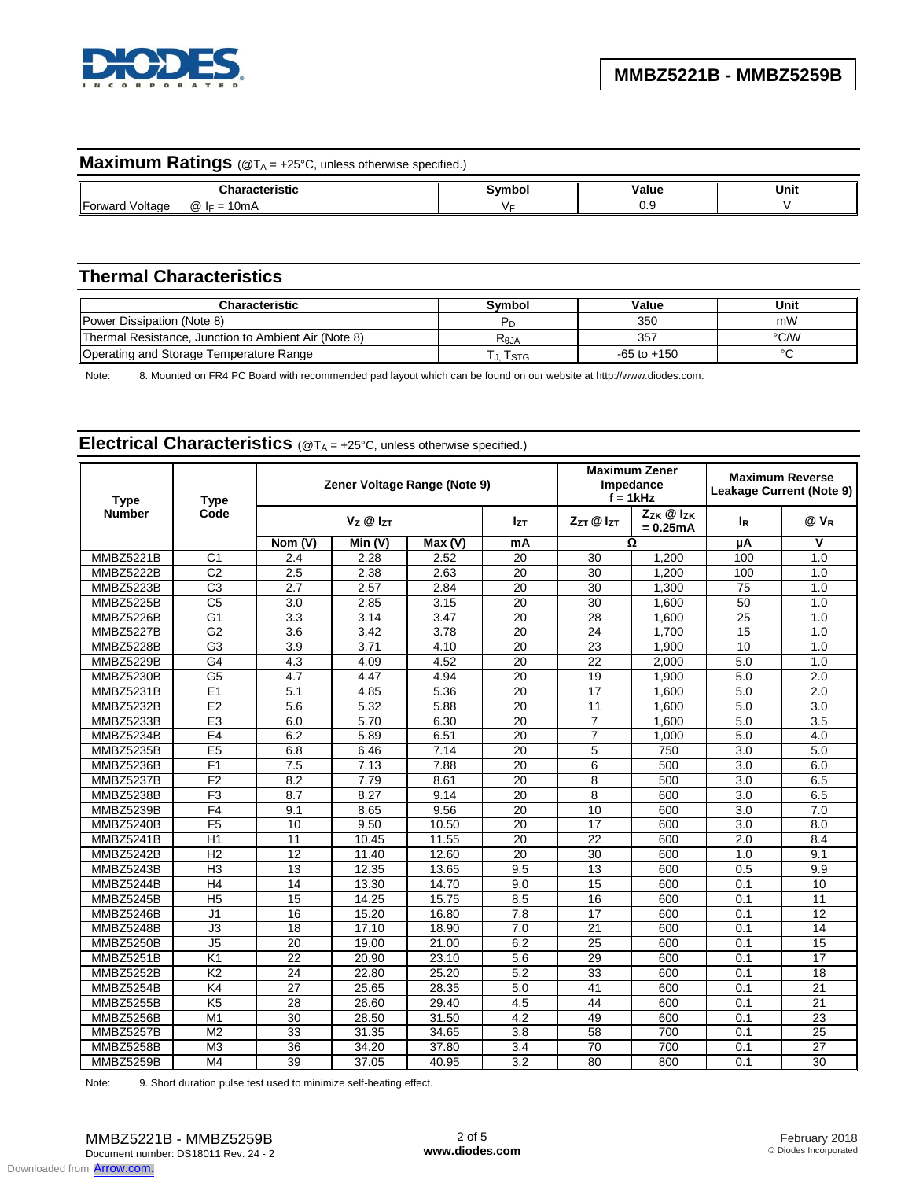## Maximum Ratings (@$T_A$ = +25°C, unless otherwise specified.)

| Characteristic | Symbol | Value | Unit |
|---|---|---|---|
| Forward Voltage @ $I_F$ = 10mA | $V_F$ | 0.9 | V |

## Thermal Characteristics

| Characteristic | Symbol | Value | Unit |
|---|---|---|---|
| Power Dissipation (Note 8) | $P_D$ | 350 | mW |
| Thermal Resistance, Junction to Ambient Air (Note 8) | $R_{θJA}$ | 357 | °C/W |
| Operating and Storage Temperature Range | $T_J, T_{STG}$ | -65 to +150 | °C |

Note: 8. Mounted on FR4 PC Board with recommended pad layout which can be found on our website at http://www.diodes.com.

## Electrical Characteristics (@$T_A$ = +25°C, unless otherwise specified.)

| Type Number | Type Code | Zener Voltage Range (Note 9) | | | | Maximum Zener Impedance f = 1kHz | | Maximum Reverse Leakage Current (Note 9) | |
|---|---|---|---|---|---|---|---|---|---|
| | | $V_Z$ @ $I_{ZT}$ | | | $I_{ZT}$ | $Z_{ZT}$ @ $I_{ZT}$ | $Z_{ZK}$ @ $I_{ZK}$ = 0.25mA | $I_R$ | @ $V_R$ |
| | | Nom (V) | Min (V) | Max (V) | mA | Ω | | μA | V |
| MMBZ5221B | C1 | 2.4 | 2.28 | 2.52 | 20 | 30 | 1,200 | 100 | 1.0 |
| MMBZ5222B | C2 | 2.5 | 2.38 | 2.63 | 20 | 30 | 1,200 | 100 | 1.0 |
| MMBZ5223B | C3 | 2.7 | 2.57 | 2.84 | 20 | 30 | 1,300 | 75 | 1.0 |
| MMBZ5225B | C5 | 3.0 | 2.85 | 3.15 | 20 | 30 | 1,600 | 50 | 1.0 |
| MMBZ5226B | G1 | 3.3 | 3.14 | 3.47 | 20 | 28 | 1,600 | 25 | 1.0 |
| MMBZ5227B | G2 | 3.6 | 3.42 | 3.78 | 20 | 24 | 1,700 | 15 | 1.0 |
| MMBZ5228B | G3 | 3.9 | 3.71 | 4.10 | 20 | 23 | 1,900 | 10 | 1.0 |
| MMBZ5229B | G4 | 4.3 | 4.09 | 4.52 | 20 | 22 | 2,000 | 5.0 | 1.0 |
| MMBZ5230B | G5 | 4.7 | 4.47 | 4.94 | 20 | 19 | 1,900 | 5.0 | 2.0 |
| MMBZ5231B | E1 | 5.1 | 4.85 | 5.36 | 20 | 17 | 1,600 | 5.0 | 2.0 |
| MMBZ5232B | E2 | 5.6 | 5.32 | 5.88 | 20 | 11 | 1,600 | 5.0 | 3.0 |
| MMBZ5233B | E3 | 6.0 | 5.70 | 6.30 | 20 | 7 | 1,600 | 5.0 | 3.5 |
| MMBZ5234B | E4 | 6.2 | 5.89 | 6.51 | 20 | 7 | 1,000 | 5.0 | 4.0 |
| MMBZ5235B | E5 | 6.8 | 6.46 | 7.14 | 20 | 5 | 750 | 3.0 | 5.0 |
| MMBZ5236B | F1 | 7.5 | 7.13 | 7.88 | 20 | 6 | 500 | 3.0 | 6.0 |
| MMBZ5237B | F2 | 8.2 | 7.79 | 8.61 | 20 | 8 | 500 | 3.0 | 6.5 |
| MMBZ5238B | F3 | 8.7 | 8.27 | 9.14 | 20 | 8 | 600 | 3.0 | 6.5 |
| MMBZ5239B | F4 | 9.1 | 8.65 | 9.56 | 20 | 10 | 600 | 3.0 | 7.0 |
| MMBZ5240B | F5 | 10 | 9.50 | 10.50 | 20 | 17 | 600 | 3.0 | 8.0 |
| MMBZ5241B | H1 | 11 | 10.45 | 11.55 | 20 | 22 | 600 | 2.0 | 8.4 |
| MMBZ5242B | H2 | 12 | 11.40 | 12.60 | 20 | 30 | 600 | 1.0 | 9.1 |
| MMBZ5243B | H3 | 13 | 12.35 | 13.65 | 9.5 | 13 | 600 | 0.5 | 9.9 |
| MMBZ5244B | H4 | 14 | 13.30 | 14.70 | 9.0 | 15 | 600 | 0.1 | 10 |
| MMBZ5245B | H5 | 15 | 14.25 | 15.75 | 8.5 | 16 | 600 | 0.1 | 11 |
| MMBZ5246B | J1 | 16 | 15.20 | 16.80 | 7.8 | 17 | 600 | 0.1 | 12 |
| MMBZ5248B | J3 | 18 | 17.10 | 18.90 | 7.0 | 21 | 600 | 0.1 | 14 |
| MMBZ5250B | J5 | 20 | 19.00 | 21.00 | 6.2 | 25 | 600 | 0.1 | 15 |
| MMBZ5251B | K1 | 22 | 20.90 | 23.10 | 5.6 | 29 | 600 | 0.1 | 17 |
| MMBZ5252B | K2 | 24 | 22.80 | 25.20 | 5.2 | 33 | 600 | 0.1 | 18 |
| MMBZ5254B | K4 | 27 | 25.65 | 28.35 | 5.0 | 41 | 600 | 0.1 | 21 |
| MMBZ5255B | K5 | 28 | 26.60 | 29.40 | 4.5 | 44 | 600 | 0.1 | 21 |
| MMBZ5256B | M1 | 30 | 28.50 | 31.50 | 4.2 | 49 | 600 | 0.1 | 23 |
| MMBZ5257B | M2 | 33 | 31.35 | 34.65 | 3.8 | 58 | 700 | 0.1 | 25 |
| MMBZ5258B | M3 | 36 | 34.20 | 37.80 | 3.4 | 70 | 700 | 0.1 | 27 |
| MMBZ5259B | M4 | 39 | 37.05 | 40.95 | 3.2 | 80 | 800 | 0.1 | 30 |

Note: 9. Short duration pulse test used to minimize self-heating effect.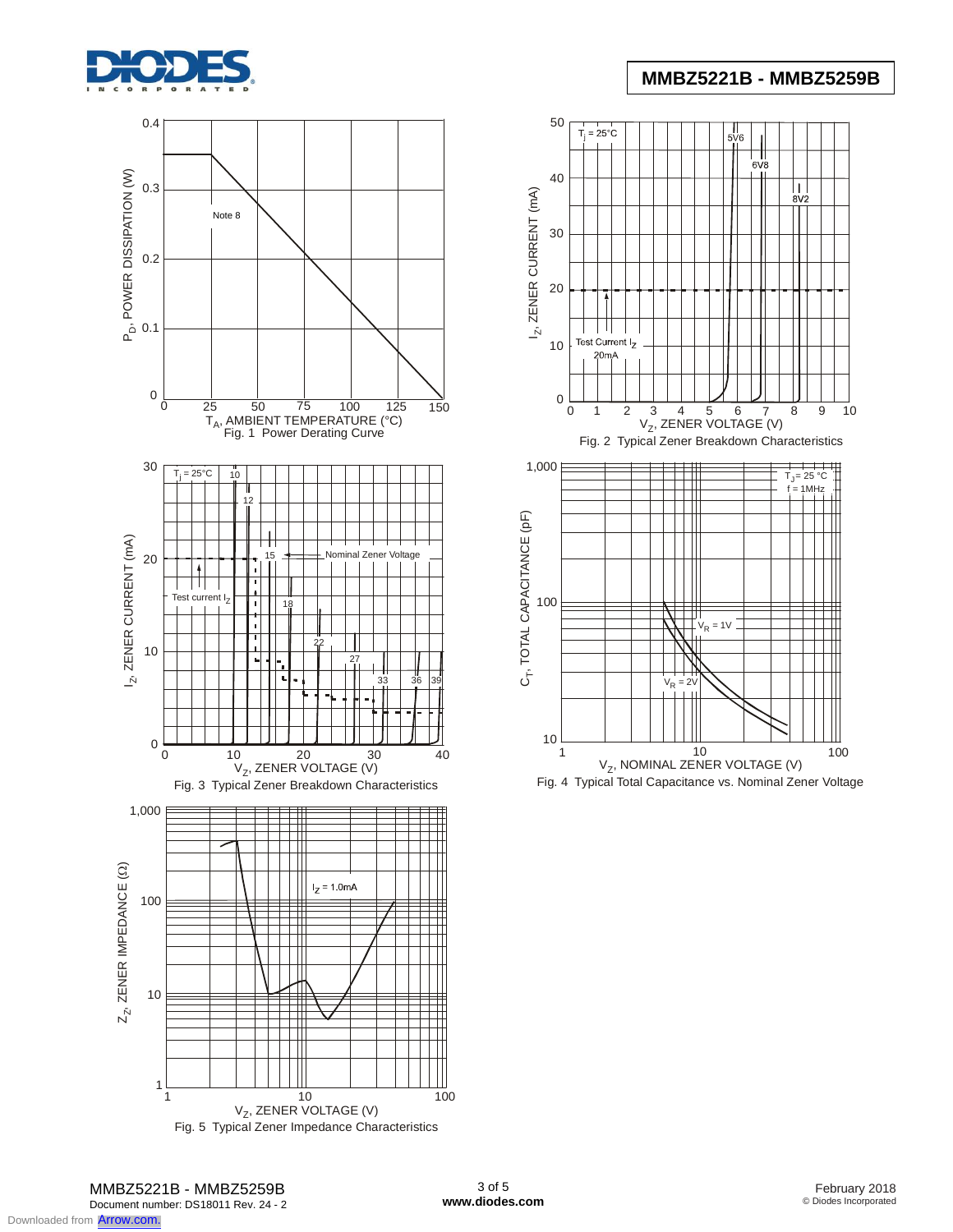Fig. 1 Power Derating Curve

Fig. 2 Typical Zener Breakdown Characteristics

Fig. 3 Typical Zener Breakdown Characteristics

Fig. 4 Typical Total Capacitance vs. Nominal Zener Voltage

Fig. 5 Typical Zener Impedance Characteristics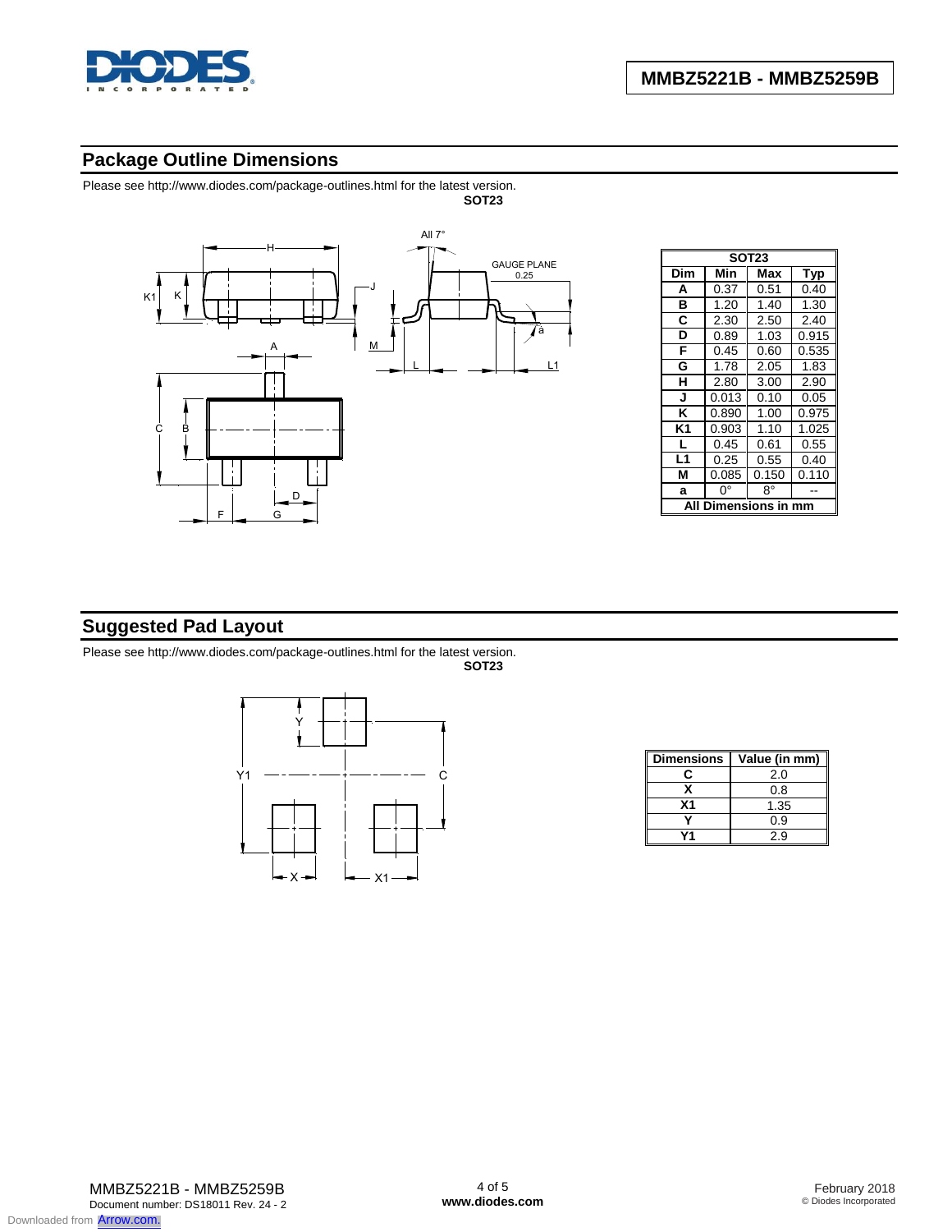## Package Outline Dimensions

Please see http://www.diodes.com/package-outlines.html for the latest version.

**SOT23**

| SOT23 | | | |
|---|---|---|---|
| **Dim** | **Min** | **Max** | **Typ** |
| **A** | 0.37 | 0.51 | 0.40 |
| **B** | 1.20 | 1.40 | 1.30 |
| **C** | 2.30 | 2.50 | 2.40 |
| **D** | 0.89 | 1.03 | 0.915 |
| **F** | 0.45 | 0.60 | 0.535 |
| **G** | 1.78 | 2.05 | 1.83 |
| **H** | 2.80 | 3.00 | 2.90 |
| **J** | 0.013 | 0.10 | 0.05 |
| **K** | 0.890 | 1.00 | 0.975 |
| **K1** | 0.903 | 1.10 | 1.025 |
| **L** | 0.45 | 0.61 | 0.55 |
| **L1** | 0.25 | 0.55 | 0.40 |
| **M** | 0.085 | 0.150 | 0.110 |
| **a** | 0° | 8° | -- |
| **All Dimensions in mm** | | | |

## Suggested Pad Layout

Please see http://www.diodes.com/package-outlines.html for the latest version.

**SOT23**

| Dimensions | Value (in mm) |
|---|---|
| **C** | 2.0 |
| **X** | 0.8 |
| **X1** | 1.35 |
| **Y** | 0.9 |
| **Y1** | 2.9 |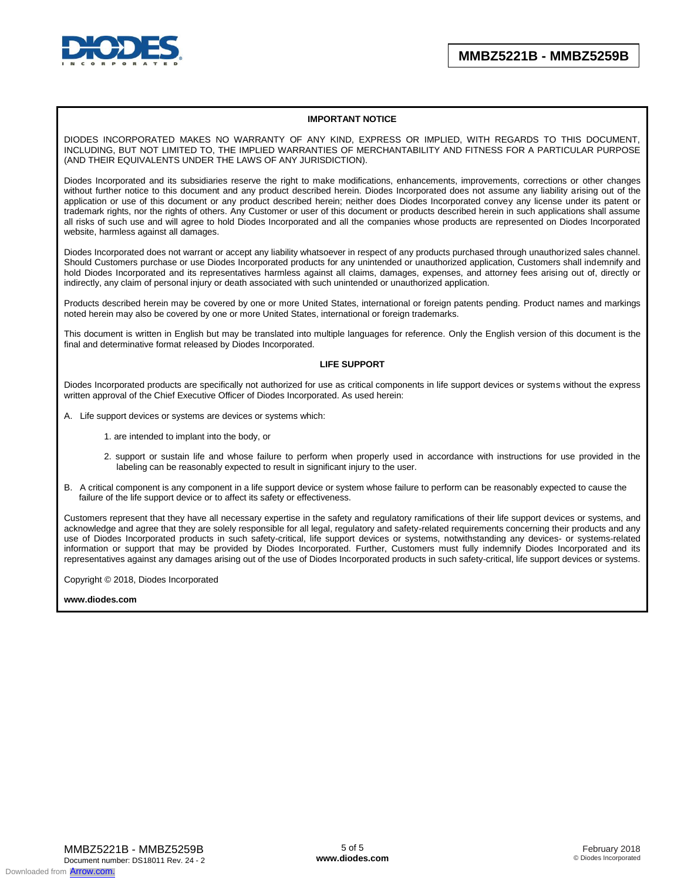## IMPORTANT NOTICE

DIODES INCORPORATED MAKES NO WARRANTY OF ANY KIND, EXPRESS OR IMPLIED, WITH REGARDS TO THIS DOCUMENT, INCLUDING, BUT NOT LIMITED TO, THE IMPLIED WARRANTIES OF MERCHANTABILITY AND FITNESS FOR A PARTICULAR PURPOSE (AND THEIR EQUIVALENTS UNDER THE LAWS OF ANY JURISDICTION).

Diodes Incorporated and its subsidiaries reserve the right to make modifications, enhancements, improvements, corrections or other changes without further notice to this document and any product described herein. Diodes Incorporated does not assume any liability arising out of the application or use of this document or any product described herein; neither does Diodes Incorporated convey any license under its patent or trademark rights, nor the rights of others. Any Customer or user of this document or products described herein in such applications shall assume all risks of such use and will agree to hold Diodes Incorporated and all the companies whose products are represented on Diodes Incorporated website, harmless against all damages.

Diodes Incorporated does not warrant or accept any liability whatsoever in respect of any products purchased through unauthorized sales channel. Should Customers purchase or use Diodes Incorporated products for any unintended or unauthorized application, Customers shall indemnify and hold Diodes Incorporated and its representatives harmless against all claims, damages, expenses, and attorney fees arising out of, directly or indirectly, any claim of personal injury or death associated with such unintended or unauthorized application.

Products described herein may be covered by one or more United States, international or foreign patents pending. Product names and markings noted herein may also be covered by one or more United States, international or foreign trademarks.

This document is written in English but may be translated into multiple languages for reference. Only the English version of this document is the final and determinative format released by Diodes Incorporated.

## LIFE SUPPORT

Diodes Incorporated products are specifically not authorized for use as critical components in life support devices or systems without the express written approval of the Chief Executive Officer of Diodes Incorporated. As used herein:

A. Life support devices or systems are devices or systems which:

1. are intended to implant into the body, or
2. support or sustain life and whose failure to perform when properly used in accordance with instructions for use provided in the labeling can be reasonably expected to result in significant injury to the user.

B. A critical component is any component in a life support device or system whose failure to perform can be reasonably expected to cause the failure of the life support device or to affect its safety or effectiveness.

Customers represent that they have all necessary expertise in the safety and regulatory ramifications of their life support devices or systems, and acknowledge and agree that they are solely responsible for all legal, regulatory and safety-related requirements concerning their products and any use of Diodes Incorporated products in such safety-critical, life support devices or systems, notwithstanding any devices- or systems-related information or support that may be provided by Diodes Incorporated. Further, Customers must fully indemnify Diodes Incorporated and its representatives against any damages arising out of the use of Diodes Incorporated products in such safety-critical, life support devices or systems.

Copyright © 2018, Diodes Incorporated

**www.diodes.com**